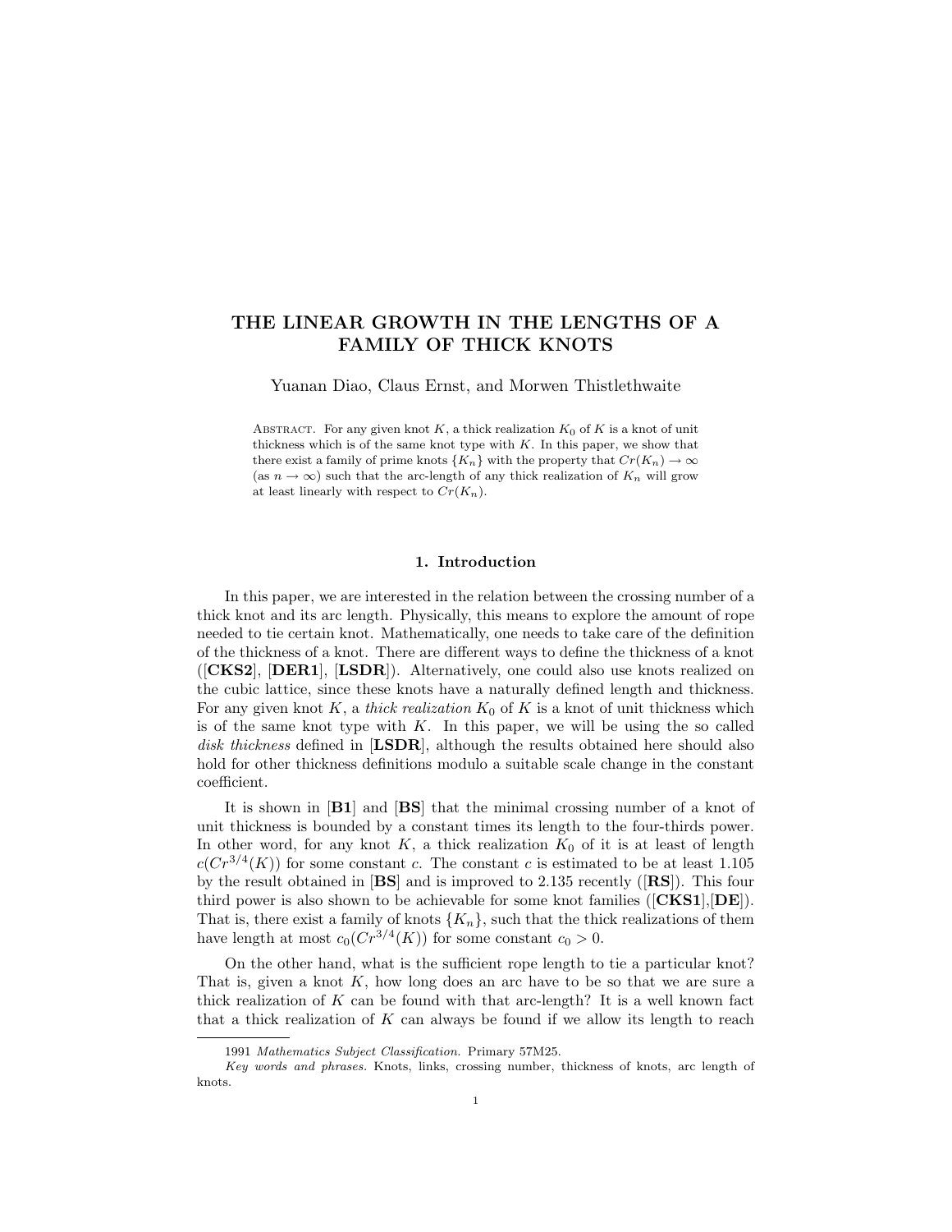# THE LINEAR GROWTH IN THE LENGTHS OF A FAMILY OF THICK KNOTS

Yuanan Diao, Claus Ernst, and Morwen Thistlethwaite

Abstract. For any given knot $K$, a thick realization $K_0$ of $K$ is a knot of unit thickness which is of the same knot type with $K$. In this paper, we show that there exist a family of prime knots $\{K_n\}$ with the property that $Cr(K_n) \to \infty$ (as $n \to \infty$) such that the arc-length of any thick realization of $K_n$ will grow at least linearly with respect to $Cr(K_n)$.

## 1. Introduction

In this paper, we are interested in the relation between the crossing number of a thick knot and its arc length. Physically, this means to explore the amount of rope needed to tie certain knot. Mathematically, one needs to take care of the definition of the thickness of a knot. There are different ways to define the thickness of a knot ([**CKS2**], [**DER1**], [**LSDR**]). Alternatively, one could also use knots realized on the cubic lattice, since these knots have a naturally defined length and thickness. For any given knot $K$, a *thick realization* $K_0$ of $K$ is a knot of unit thickness which is of the same knot type with $K$. In this paper, we will be using the so called *disk thickness* defined in [**LSDR**], although the results obtained here should also hold for other thickness definitions modulo a suitable scale change in the constant coefficient.

It is shown in [**B1**] and [**BS**] that the minimal crossing number of a knot of unit thickness is bounded by a constant times its length to the four-thirds power. In other word, for any knot $K$, a thick realization $K_0$ of it is at least of length $c(Cr^{3/4}(K))$ for some constant $c$. The constant $c$ is estimated to be at least 1.105 by the result obtained in [**BS**] and is improved to 2.135 recently ([**RS**]). This four third power is also shown to be achievable for some knot families ([**CKS1**],[**DE**]). That is, there exist a family of knots $\{K_n\}$, such that the thick realizations of them have length at most $c_0(Cr^{3/4}(K))$ for some constant $c_0 > 0$.

On the other hand, what is the sufficient rope length to tie a particular knot? That is, given a knot $K$, how long does an arc have to be so that we are sure a thick realization of $K$ can be found with that arc-length? It is a well known fact that a thick realization of $K$ can always be found if we allow its length to reach

---

1991 *Mathematics Subject Classification.* Primary 57M25.

*Key words and phrases.* Knots, links, crossing number, thickness of knots, arc length of knots.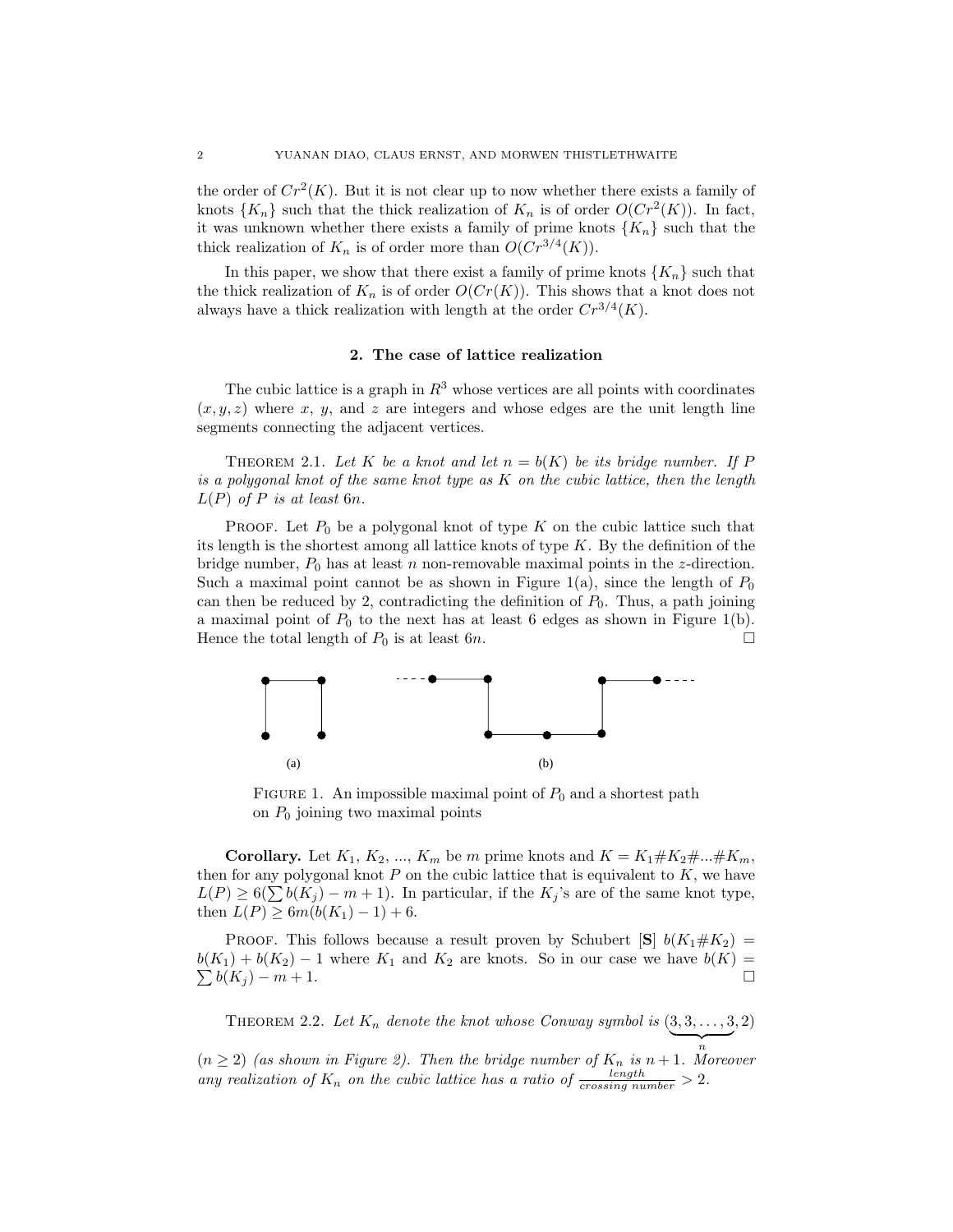the order of $Cr^2(K)$. But it is not clear up to now whether there exists a family of knots $\{K_n\}$ such that the thick realization of $K_n$ is of order $O(Cr^2(K))$. In fact, it was unknown whether there exists a family of prime knots $\{K_n\}$ such that the thick realization of $K_n$ is of order more than $O(Cr^{3/4}(K))$.

In this paper, we show that there exist a family of prime knots $\{K_n\}$ such that the thick realization of $K_n$ is of order $O(Cr(K))$. This shows that a knot does not always have a thick realization with length at the order $Cr^{3/4}(K)$.

## 2. The case of lattice realization

The cubic lattice is a graph in $R^3$ whose vertices are all points with coordinates $(x, y, z)$ where $x$, $y$, and $z$ are integers and whose edges are the unit length line segments connecting the adjacent vertices.

THEOREM 2.1. *Let $K$ be a knot and let $n = b(K)$ be its bridge number. If $P$ is a polygonal knot of the same knot type as $K$ on the cubic lattice, then the length $L(P)$ of $P$ is at least $6n$.*

PROOF. Let $P_0$ be a polygonal knot of type $K$ on the cubic lattice such that its length is the shortest among all lattice knots of type $K$. By the definition of the bridge number, $P_0$ has at least $n$ non-removable maximal points in the $z$-direction. Such a maximal point cannot be as shown in Figure 1(a), since the length of $P_0$ can then be reduced by 2, contradicting the definition of $P_0$. Thus, a path joining a maximal point of $P_0$ to the next has at least 6 edges as shown in Figure 1(b). Hence the total length of $P_0$ is at least $6n$. □

(a) (b)

FIGURE 1. An impossible maximal point of $P_0$ and a shortest path on $P_0$ joining two maximal points

**Corollary.** Let $K_1$, $K_2$, ..., $K_m$ be $m$ prime knots and $K = K_1\#K_2\#...\#K_m$, then for any polygonal knot $P$ on the cubic lattice that is equivalent to $K$, we have $L(P) \geq 6(\sum b(K_j) - m + 1)$. In particular, if the $K_j$'s are of the same knot type, then $L(P) \geq 6m(b(K_1) - 1) + 6$.

PROOF. This follows because a result proven by Schubert [**S**] $b(K_1\#K_2) = b(K_1) + b(K_2) - 1$ where $K_1$ and $K_2$ are knots. So in our case we have $b(K) = \sum b(K_j) - m + 1$. □

THEOREM 2.2. *Let $K_n$ denote the knot whose Conway symbol is $(\underbrace{3, 3, \ldots, 3}_{n}, 2)$ $(n \geq 2)$ (as shown in Figure 2). Then the bridge number of $K_n$ is $n + 1$. Moreover any realization of $K_n$ on the cubic lattice has a ratio of $\frac{length}{crossing\ number} > 2$.*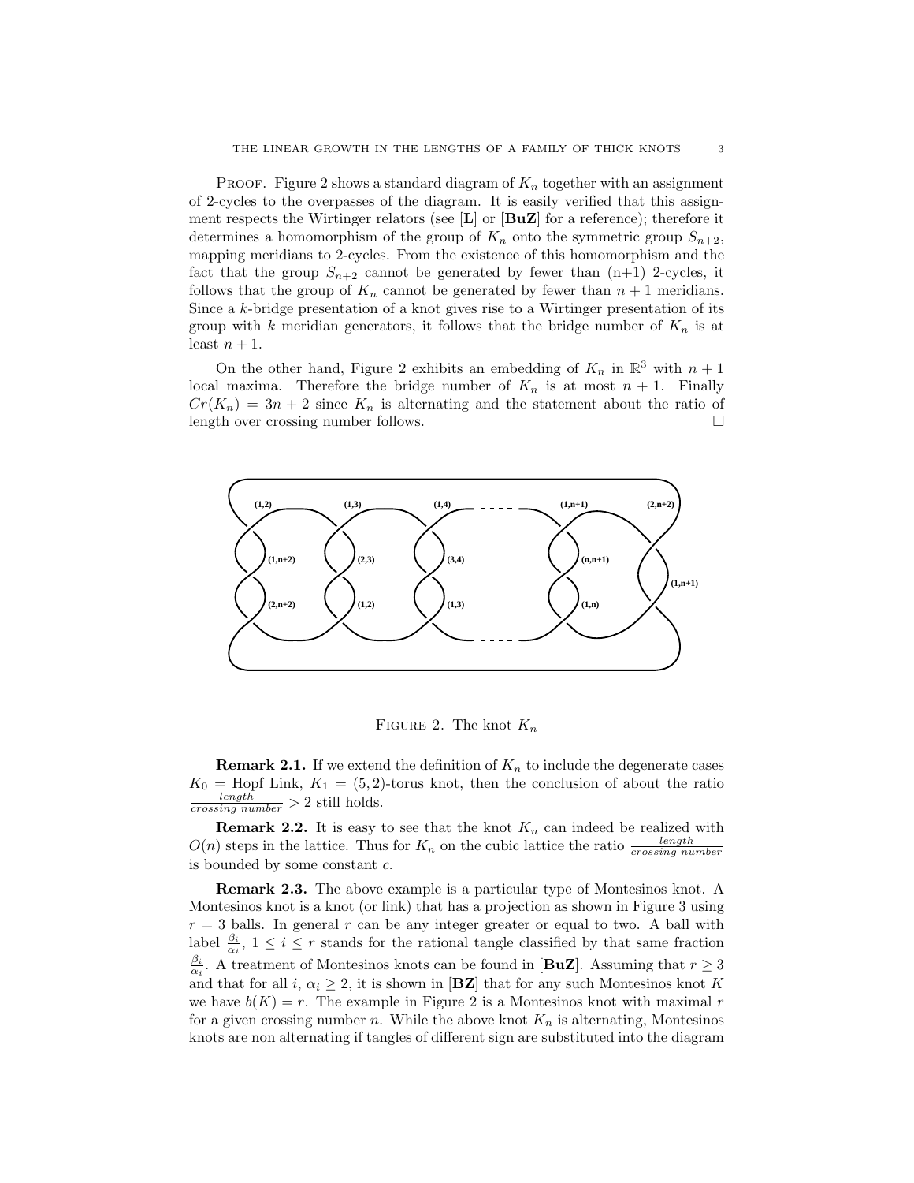Proof. Figure 2 shows a standard diagram of $K_n$ together with an assignment of 2-cycles to the overpasses of the diagram. It is easily verified that this assignment respects the Wirtinger relators (see [**L**] or [**BuZ**] for a reference); therefore it determines a homomorphism of the group of $K_n$ onto the symmetric group $S_{n+2}$, mapping meridians to 2-cycles. From the existence of this homomorphism and the fact that the group $S_{n+2}$ cannot be generated by fewer than (n+1) 2-cycles, it follows that the group of $K_n$ cannot be generated by fewer than $n+1$ meridians. Since a $k$-bridge presentation of a knot gives rise to a Wirtinger presentation of its group with $k$ meridian generators, it follows that the bridge number of $K_n$ is at least $n+1$.

On the other hand, Figure 2 exhibits an embedding of $K_n$ in $\mathbb{R}^3$ with $n+1$ local maxima. Therefore the bridge number of $K_n$ is at most $n+1$. Finally $Cr(K_n) = 3n+2$ since $K_n$ is alternating and the statement about the ratio of length over crossing number follows. □

Figure 2. The knot $K_n$

**Remark 2.1.** If we extend the definition of $K_n$ to include the degenerate cases $K_0$ = Hopf Link, $K_1$ = (5, 2)-torus knot, then the conclusion of about the ratio $\frac{length}{crossing\ number} > 2$ still holds.

**Remark 2.2.** It is easy to see that the knot $K_n$ can indeed be realized with $O(n)$ steps in the lattice. Thus for $K_n$ on the cubic lattice the ratio $\frac{length}{crossing\ number}$ is bounded by some constant $c$.

**Remark 2.3.** The above example is a particular type of Montesinos knot. A Montesinos knot is a knot (or link) that has a projection as shown in Figure 3 using $r = 3$ balls. In general $r$ can be any integer greater or equal to two. A ball with label $\frac{\beta_i}{\alpha_i}$, $1 \le i \le r$ stands for the rational tangle classified by that same fraction $\frac{\beta_i}{\alpha_i}$. A treatment of Montesinos knots can be found in [**BuZ**]. Assuming that $r \ge 3$ and that for all $i$, $\alpha_i \ge 2$, it is shown in [**BZ**] that for any such Montesinos knot $K$ we have $b(K) = r$. The example in Figure 2 is a Montesinos knot with maximal $r$ for a given crossing number $n$. While the above knot $K_n$ is alternating, Montesinos knots are non alternating if tangles of different sign are substituted into the diagram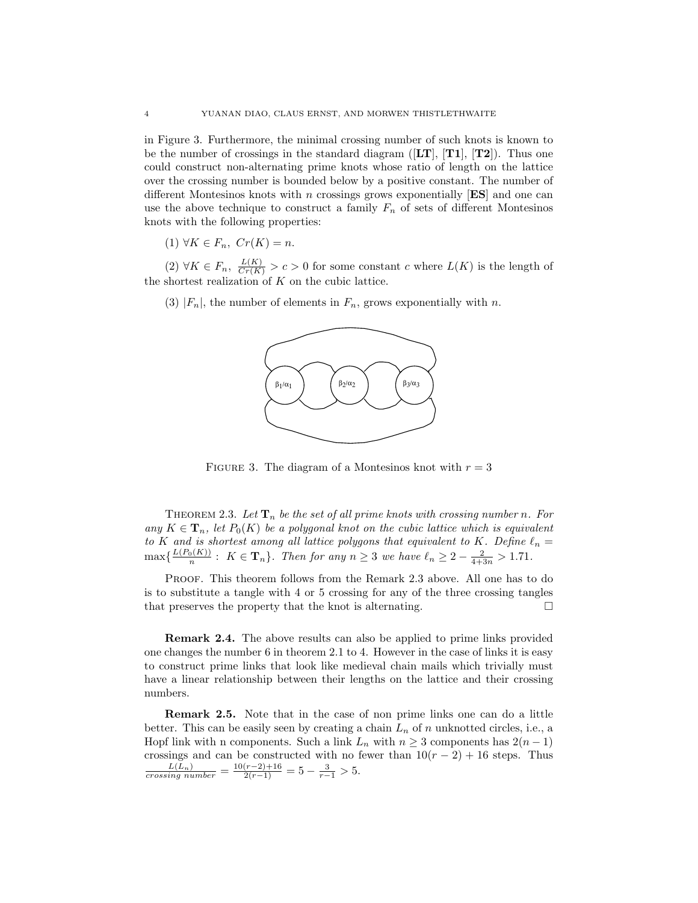in Figure 3. Furthermore, the minimal crossing number of such knots is known to be the number of crossings in the standard diagram ([**LT**], [**T1**], [**T2**]). Thus one could construct non-alternating prime knots whose ratio of length on the lattice over the crossing number is bounded below by a positive constant. The number of different Montesinos knots with $n$ crossings grows exponentially [**ES**] and one can use the above technique to construct a family $F_n$ of sets of different Montesinos knots with the following properties:

(1) $\forall K \in F_n,\ Cr(K) = n$.

(2) $\forall K \in F_n,\ \frac{L(K)}{Cr(K)} > c > 0$ for some constant $c$ where $L(K)$ is the length of the shortest realization of $K$ on the cubic lattice.

(3) $|F_n|$, the number of elements in $F_n$, grows exponentially with $n$.

FIGURE 3. The diagram of a Montesinos knot with $r = 3$

THEOREM 2.3. *Let $\mathbf{T}_n$ be the set of all prime knots with crossing number $n$. For any $K \in \mathbf{T}_n$, let $P_0(K)$ be a polygonal knot on the cubic lattice which is equivalent to $K$ and is shortest among all lattice polygons that equivalent to $K$. Define $\ell_n = \max\{\frac{L(P_0(K))}{n} :\ K \in \mathbf{T}_n\}$. Then for any $n \geq 3$ we have $\ell_n \geq 2 - \frac{2}{4+3n} > 1.71$.*

PROOF. This theorem follows from the Remark 2.3 above. All one has to do is to substitute a tangle with 4 or 5 crossing for any of the three crossing tangles that preserves the property that the knot is alternating. □

**Remark 2.4.** The above results can also be applied to prime links provided one changes the number 6 in theorem 2.1 to 4. However in the case of links it is easy to construct prime links that look like medieval chain mails which trivially must have a linear relationship between their lengths on the lattice and their crossing numbers.

**Remark 2.5.** Note that in the case of non prime links one can do a little better. This can be easily seen by creating a chain $L_n$ of $n$ unknotted circles, i.e., a Hopf link with n components. Such a link $L_n$ with $n \geq 3$ components has $2(n-1)$ crossings and can be constructed with no fewer than $10(r-2)+16$ steps. Thus $\frac{L(L_n)}{crossing\ number} = \frac{10(r-2)+16}{2(r-1)} = 5 - \frac{3}{r-1} > 5$.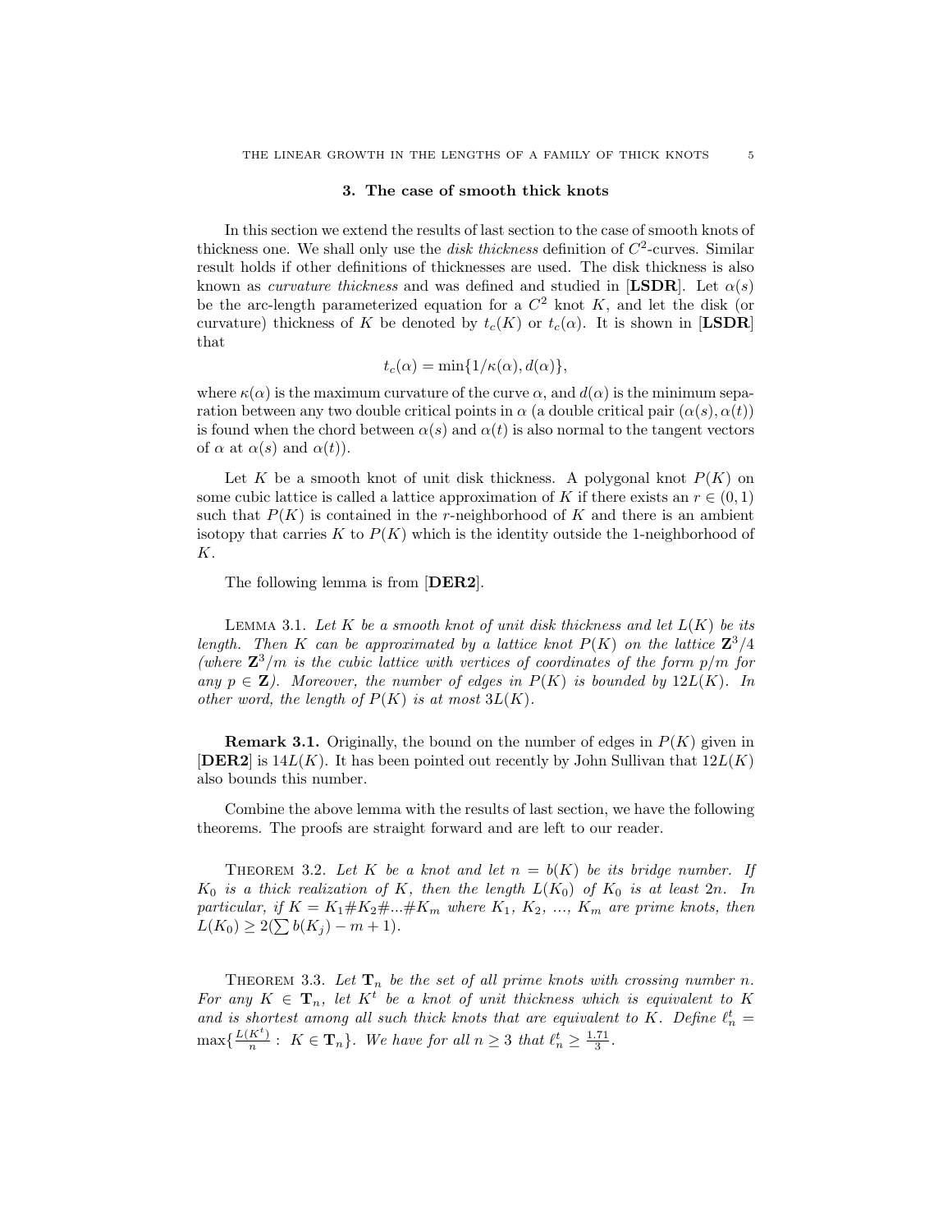## 3. The case of smooth thick knots

In this section we extend the results of last section to the case of smooth knots of thickness one. We shall only use the *disk thickness* definition of $C^2$-curves. Similar result holds if other definitions of thicknesses are used. The disk thickness is also known as *curvature thickness* and was defined and studied in [**LSDR**]. Let $\alpha(s)$ be the arc-length parameterized equation for a $C^2$ knot $K$, and let the disk (or curvature) thickness of $K$ be denoted by $t_c(K)$ or $t_c(\alpha)$. It is shown in [**LSDR**] that

$$t_c(\alpha) = \min\{1/\kappa(\alpha), d(\alpha)\},$$

where $\kappa(\alpha)$ is the maximum curvature of the curve $\alpha$, and $d(\alpha)$ is the minimum separation between any two double critical points in $\alpha$ (a double critical pair $(\alpha(s), \alpha(t))$ is found when the chord between $\alpha(s)$ and $\alpha(t)$ is also normal to the tangent vectors of $\alpha$ at $\alpha(s)$ and $\alpha(t)$).

Let $K$ be a smooth knot of unit disk thickness. A polygonal knot $P(K)$ on some cubic lattice is called a lattice approximation of $K$ if there exists an $r \in (0,1)$ such that $P(K)$ is contained in the $r$-neighborhood of $K$ and there is an ambient isotopy that carries $K$ to $P(K)$ which is the identity outside the 1-neighborhood of $K$.

The following lemma is from [**DER2**].

Lemma 3.1. *Let $K$ be a smooth knot of unit disk thickness and let $L(K)$ be its length. Then $K$ can be approximated by a lattice knot $P(K)$ on the lattice $\mathbf{Z}^3/4$ (where $\mathbf{Z}^3/m$ is the cubic lattice with vertices of coordinates of the form $p/m$ for any $p \in \mathbf{Z}$). Moreover, the number of edges in $P(K)$ is bounded by $12L(K)$. In other word, the length of $P(K)$ is at most $3L(K)$.*

**Remark 3.1.** Originally, the bound on the number of edges in $P(K)$ given in [**DER2**] is $14L(K)$. It has been pointed out recently by John Sullivan that $12L(K)$ also bounds this number.

Combine the above lemma with the results of last section, we have the following theorems. The proofs are straight forward and are left to our reader.

Theorem 3.2. *Let $K$ be a knot and let $n = b(K)$ be its bridge number. If $K_0$ is a thick realization of $K$, then the length $L(K_0)$ of $K_0$ is at least $2n$. In particular, if $K = K_1\#K_2\#...\#K_m$ where $K_1$, $K_2$, ..., $K_m$ are prime knots, then $L(K_0) \geq 2(\sum b(K_j) - m + 1)$.*

Theorem 3.3. *Let $\mathbf{T}_n$ be the set of all prime knots with crossing number $n$. For any $K \in \mathbf{T}_n$, let $K^t$ be a knot of unit thickness which is equivalent to $K$ and is shortest among all such thick knots that are equivalent to $K$. Define $\ell_n^t = \max\{\frac{L(K^t)}{n} : K \in \mathbf{T}_n\}$. We have for all $n \geq 3$ that $\ell_n^t \geq \frac{1.71}{3}$.*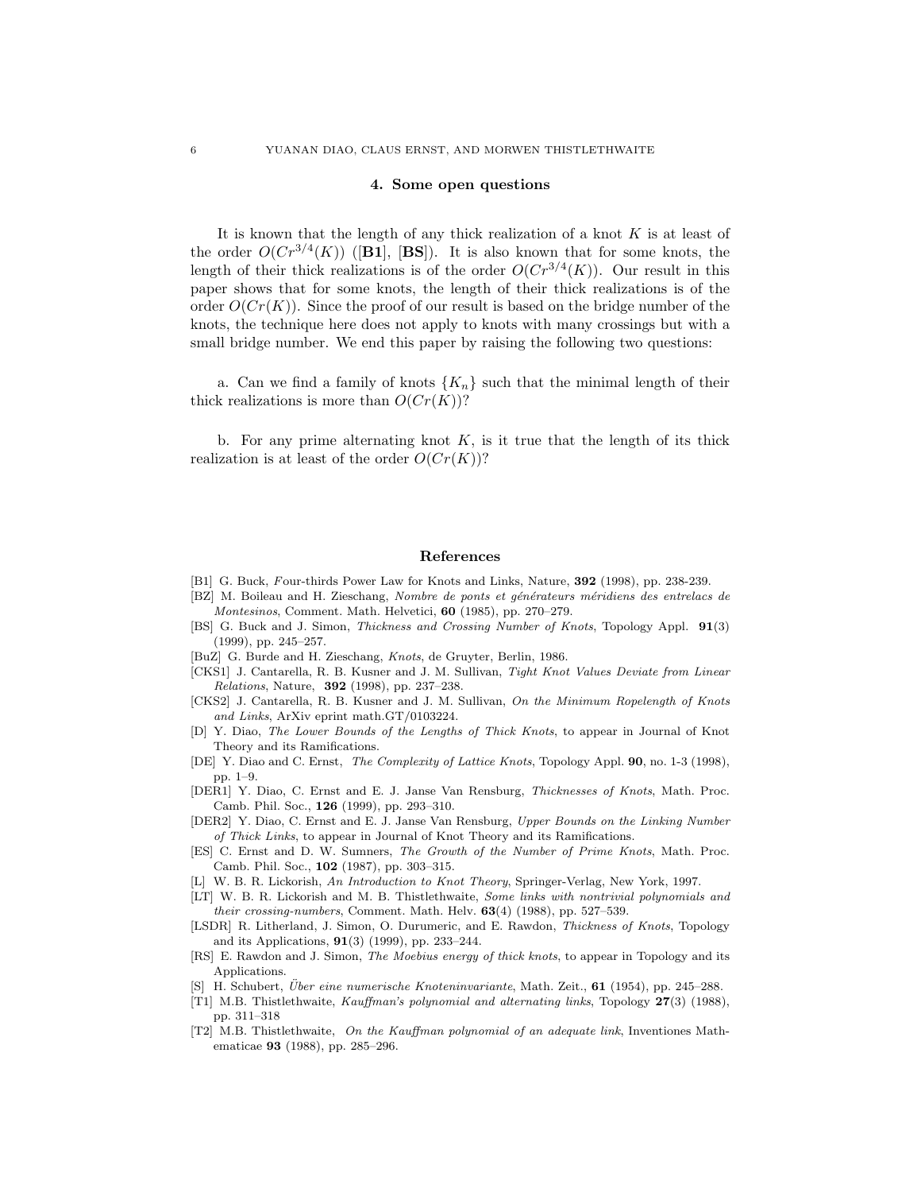## 4. Some open questions

It is known that the length of any thick realization of a knot $K$ is at least of the order $O(Cr^{3/4}(K))$ ([**B1**], [**BS**]). It is also known that for some knots, the length of their thick realizations is of the order $O(Cr^{3/4}(K))$. Our result in this paper shows that for some knots, the length of their thick realizations is of the order $O(Cr(K))$. Since the proof of our result is based on the bridge number of the knots, the technique here does not apply to knots with many crossings but with a small bridge number. We end this paper by raising the following two questions:

a. Can we find a family of knots $\{K_n\}$ such that the minimal length of their thick realizations is more than $O(Cr(K))$?

b. For any prime alternating knot $K$, is it true that the length of its thick realization is at least of the order $O(Cr(K))$?

## References

[B1] G. Buck, Four-thirds Power Law for Knots and Links, Nature, **392** (1998), pp. 238-239.

[BZ] M. Boileau and H. Zieschang, *Nombre de ponts et générateurs méridiens des entrelacs de Montesinos*, Comment. Math. Helvetici, **60** (1985), pp. 270–279.

[BS] G. Buck and J. Simon, *Thickness and Crossing Number of Knots*, Topology Appl. **91**(3) (1999), pp. 245–257.

[BuZ] G. Burde and H. Zieschang, *Knots*, de Gruyter, Berlin, 1986.

[CKS1] J. Cantarella, R. B. Kusner and J. M. Sullivan, *Tight Knot Values Deviate from Linear Relations*, Nature, **392** (1998), pp. 237–238.

[CKS2] J. Cantarella, R. B. Kusner and J. M. Sullivan, *On the Minimum Ropelength of Knots and Links*, ArXiv eprint math.GT/0103224.

[D] Y. Diao, *The Lower Bounds of the Lengths of Thick Knots*, to appear in Journal of Knot Theory and its Ramifications.

[DE] Y. Diao and C. Ernst, *The Complexity of Lattice Knots*, Topology Appl. **90**, no. 1-3 (1998), pp. 1–9.

[DER1] Y. Diao, C. Ernst and E. J. Janse Van Rensburg, *Thicknesses of Knots*, Math. Proc. Camb. Phil. Soc., **126** (1999), pp. 293–310.

[DER2] Y. Diao, C. Ernst and E. J. Janse Van Rensburg, *Upper Bounds on the Linking Number of Thick Links*, to appear in Journal of Knot Theory and its Ramifications.

[ES] C. Ernst and D. W. Sumners, *The Growth of the Number of Prime Knots*, Math. Proc. Camb. Phil. Soc., **102** (1987), pp. 303–315.

[L] W. B. R. Lickorish, *An Introduction to Knot Theory*, Springer-Verlag, New York, 1997.

[LT] W. B. R. Lickorish and M. B. Thistlethwaite, *Some links with nontrivial polynomials and their crossing-numbers*, Comment. Math. Helv. **63**(4) (1988), pp. 527–539.

[LSDR] R. Litherland, J. Simon, O. Durumeric, and E. Rawdon, *Thickness of Knots*, Topology and its Applications, **91**(3) (1999), pp. 233–244.

[RS] E. Rawdon and J. Simon, *The Moebius energy of thick knots*, to appear in Topology and its Applications.

[S] H. Schubert, *Über eine numerische Knoteninvariante*, Math. Zeit., **61** (1954), pp. 245–288.

[T1] M.B. Thistlethwaite, *Kauffman's polynomial and alternating links*, Topology **27**(3) (1988), pp. 311–318

[T2] M.B. Thistlethwaite, *On the Kauffman polynomial of an adequate link*, Inventiones Mathematicae **93** (1988), pp. 285–296.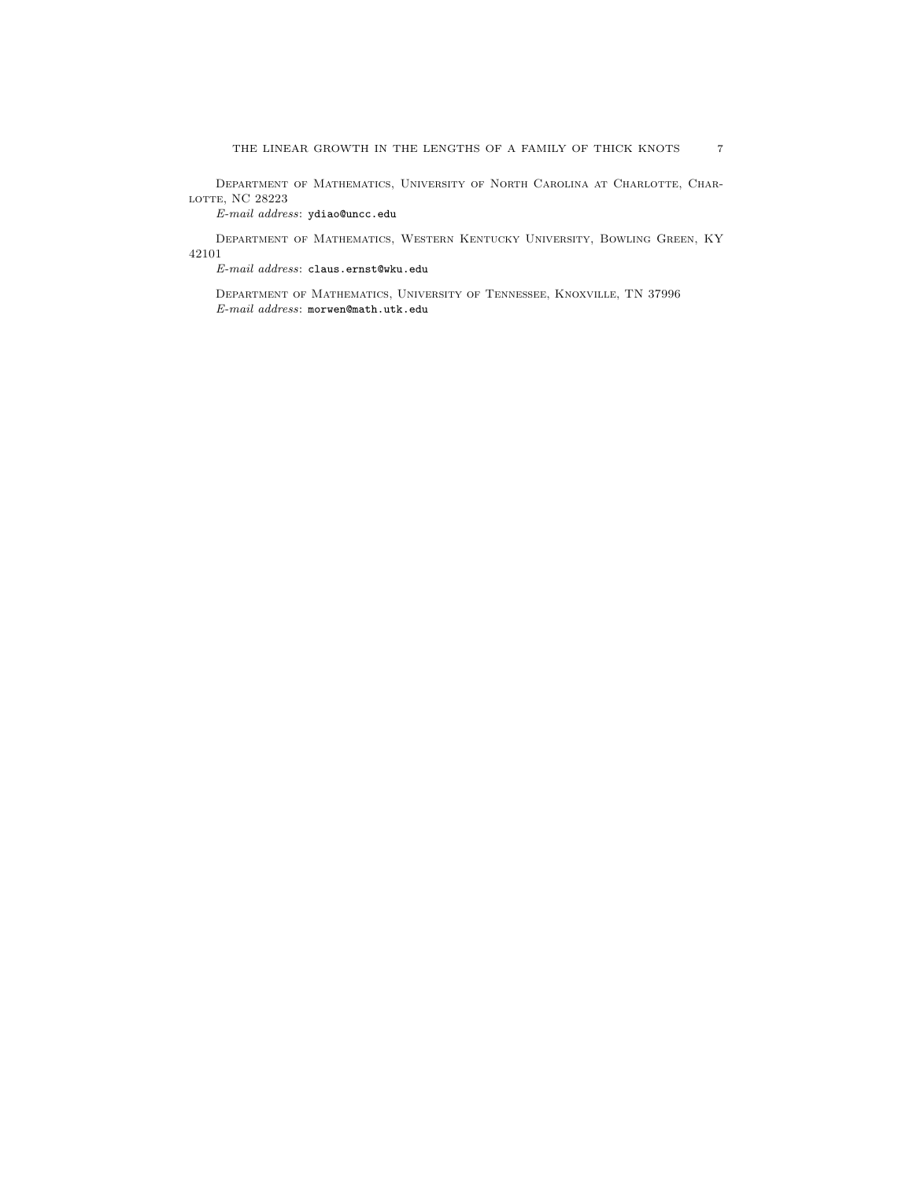Department of Mathematics, University of North Carolina at Charlotte, Charlotte, NC 28223

*E-mail address*: ydiao@uncc.edu

Department of Mathematics, Western Kentucky University, Bowling Green, KY 42101

*E-mail address*: claus.ernst@wku.edu

Department of Mathematics, University of Tennessee, Knoxville, TN 37996

*E-mail address*: morwen@math.utk.edu